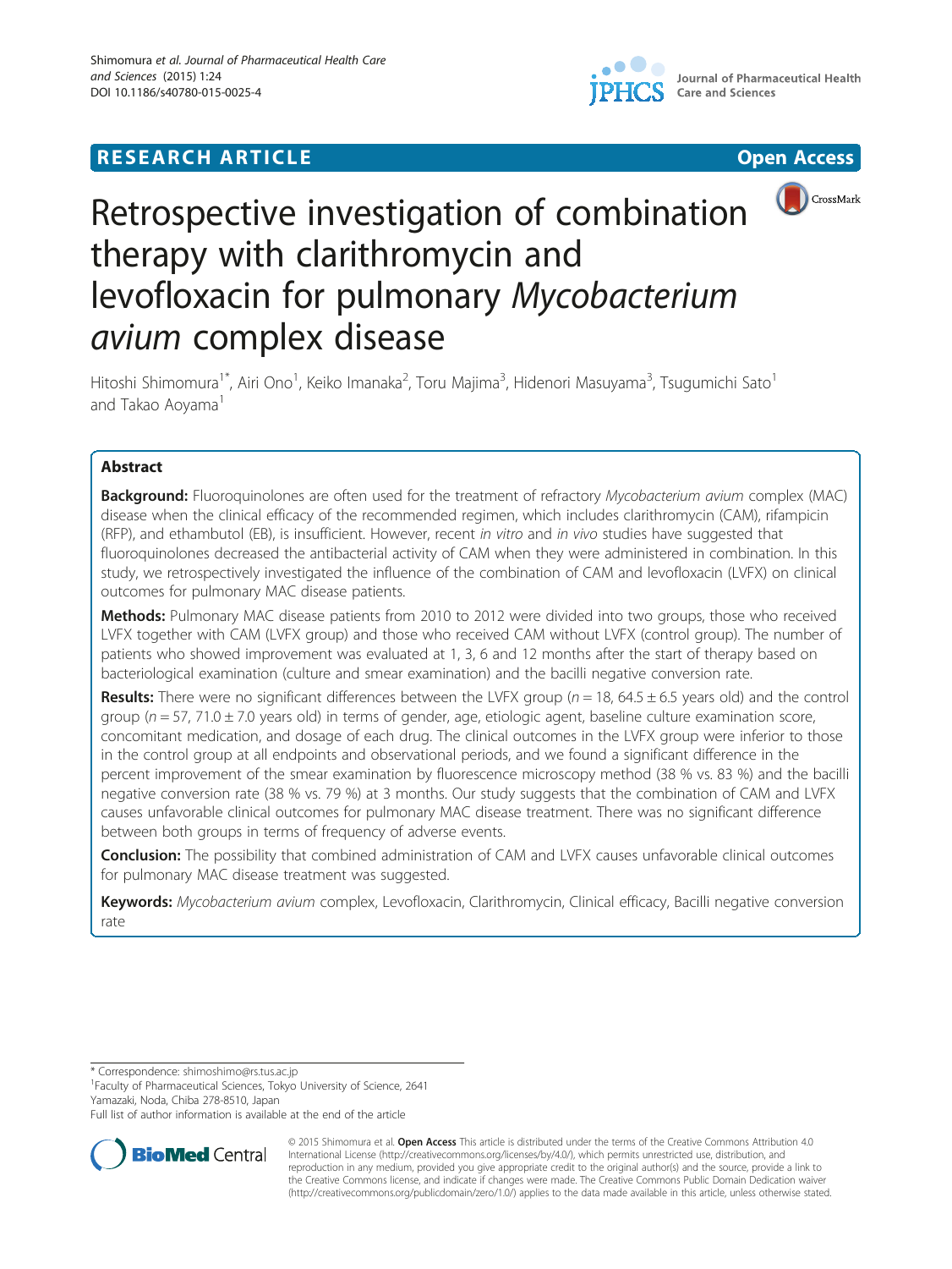RESEARCH ARTICLE

Open Access

# Retrospective investigation of combination therapy with clarithromycin and levofloxacin for pulmonary *Mycobacterium avium* complex disease

Hitoshi Shimomura[1*], Airi Ono[1], Keiko Imanaka[2], Toru Majima[3], Hidenori Masuyama[3], Tsugumichi Sato[1] and Takao Aoyama[1]

## Abstract

**Background:** Fluoroquinolones are often used for the treatment of refractory *Mycobacterium avium* complex (MAC) disease when the clinical efficacy of the recommended regimen, which includes clarithromycin (CAM), rifampicin (RFP), and ethambutol (EB), is insufficient. However, recent *in vitro* and *in vivo* studies have suggested that fluoroquinolones decreased the antibacterial activity of CAM when they were administered in combination. In this study, we retrospectively investigated the influence of the combination of CAM and levofloxacin (LVFX) on clinical outcomes for pulmonary MAC disease patients.

**Methods:** Pulmonary MAC disease patients from 2010 to 2012 were divided into two groups, those who received LVFX together with CAM (LVFX group) and those who received CAM without LVFX (control group). The number of patients who showed improvement was evaluated at 1, 3, 6 and 12 months after the start of therapy based on bacteriological examination (culture and smear examination) and the bacilli negative conversion rate.

**Results:** There were no significant differences between the LVFX group ($n = 18$, $64.5 \pm 6.5$ years old) and the control group ($n = 57$, $71.0 \pm 7.0$ years old) in terms of gender, age, etiologic agent, baseline culture examination score, concomitant medication, and dosage of each drug. The clinical outcomes in the LVFX group were inferior to those in the control group at all endpoints and observational periods, and we found a significant difference in the percent improvement of the smear examination by fluorescence microscopy method (38 % vs. 83 %) and the bacilli negative conversion rate (38 % vs. 79 %) at 3 months. Our study suggests that the combination of CAM and LVFX causes unfavorable clinical outcomes for pulmonary MAC disease treatment. There was no significant difference between both groups in terms of frequency of adverse events.

**Conclusion:** The possibility that combined administration of CAM and LVFX causes unfavorable clinical outcomes for pulmonary MAC disease treatment was suggested.

**Keywords:** *Mycobacterium avium* complex, Levofloxacin, Clarithromycin, Clinical efficacy, Bacilli negative conversion rate

\* Correspondence: shimoshimo@rs.tus.ac.jp
[1]Faculty of Pharmaceutical Sciences, Tokyo University of Science, 2641 Yamazaki, Noda, Chiba 278-8510, Japan
Full list of author information is available at the end of the article

© 2015 Shimomura et al. **Open Access** This article is distributed under the terms of the Creative Commons Attribution 4.0 International License (http://creativecommons.org/licenses/by/4.0/), which permits unrestricted use, distribution, and reproduction in any medium, provided you give appropriate credit to the original author(s) and the source, provide a link to the Creative Commons license, and indicate if changes were made. The Creative Commons Public Domain Dedication waiver (http://creativecommons.org/publicdomain/zero/1.0/) applies to the data made available in this article, unless otherwise stated.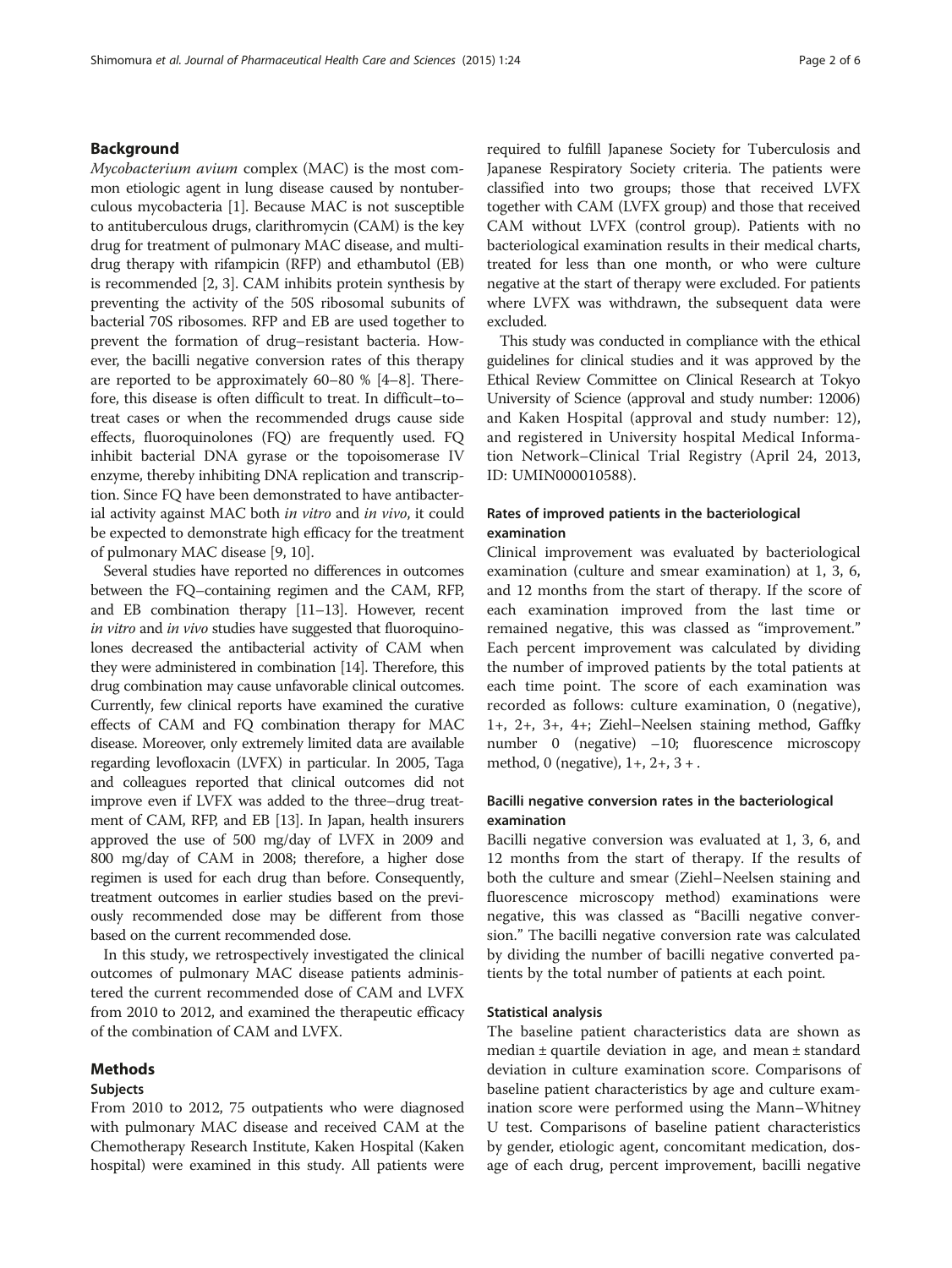## Background

*Mycobacterium avium* complex (MAC) is the most common etiologic agent in lung disease caused by nontuberculous mycobacteria [1]. Because MAC is not susceptible to antituberculous drugs, clarithromycin (CAM) is the key drug for treatment of pulmonary MAC disease, and multidrug therapy with rifampicin (RFP) and ethambutol (EB) is recommended [2, 3]. CAM inhibits protein synthesis by preventing the activity of the 50S ribosomal subunits of bacterial 70S ribosomes. RFP and EB are used together to prevent the formation of drug–resistant bacteria. However, the bacilli negative conversion rates of this therapy are reported to be approximately 60–80 % [4–8]. Therefore, this disease is often difficult to treat. In difficult–to–treat cases or when the recommended drugs cause side effects, fluoroquinolones (FQ) are frequently used. FQ inhibit bacterial DNA gyrase or the topoisomerase IV enzyme, thereby inhibiting DNA replication and transcription. Since FQ have been demonstrated to have antibacterial activity against MAC both *in vitro* and *in vivo*, it could be expected to demonstrate high efficacy for the treatment of pulmonary MAC disease [9, 10].

Several studies have reported no differences in outcomes between the FQ–containing regimen and the CAM, RFP, and EB combination therapy [11–13]. However, recent *in vitro* and *in vivo* studies have suggested that fluoroquinolones decreased the antibacterial activity of CAM when they were administered in combination [14]. Therefore, this drug combination may cause unfavorable clinical outcomes. Currently, few clinical reports have examined the curative effects of CAM and FQ combination therapy for MAC disease. Moreover, only extremely limited data are available regarding levofloxacin (LVFX) in particular. In 2005, Taga and colleagues reported that clinical outcomes did not improve even if LVFX was added to the three–drug treatment of CAM, RFP, and EB [13]. In Japan, health insurers approved the use of 500 mg/day of LVFX in 2009 and 800 mg/day of CAM in 2008; therefore, a higher dose regimen is used for each drug than before. Consequently, treatment outcomes in earlier studies based on the previously recommended dose may be different from those based on the current recommended dose.

In this study, we retrospectively investigated the clinical outcomes of pulmonary MAC disease patients administered the current recommended dose of CAM and LVFX from 2010 to 2012, and examined the therapeutic efficacy of the combination of CAM and LVFX.

## Methods

### Subjects

From 2010 to 2012, 75 outpatients who were diagnosed with pulmonary MAC disease and received CAM at the Chemotherapy Research Institute, Kaken Hospital (Kaken hospital) were examined in this study. All patients were required to fulfill Japanese Society for Tuberculosis and Japanese Respiratory Society criteria. The patients were classified into two groups; those that received LVFX together with CAM (LVFX group) and those that received CAM without LVFX (control group). Patients with no bacteriological examination results in their medical charts, treated for less than one month, or who were culture negative at the start of therapy were excluded. For patients where LVFX was withdrawn, the subsequent data were excluded.

This study was conducted in compliance with the ethical guidelines for clinical studies and it was approved by the Ethical Review Committee on Clinical Research at Tokyo University of Science (approval and study number: 12006) and Kaken Hospital (approval and study number: 12), and registered in University hospital Medical Information Network–Clinical Trial Registry (April 24, 2013, ID: UMIN000010588).

### Rates of improved patients in the bacteriological examination

Clinical improvement was evaluated by bacteriological examination (culture and smear examination) at 1, 3, 6, and 12 months from the start of therapy. If the score of each examination improved from the last time or remained negative, this was classed as "improvement." Each percent improvement was calculated by dividing the number of improved patients by the total patients at each time point. The score of each examination was recorded as follows: culture examination, 0 (negative), 1+, 2+, 3+, 4+; Ziehl–Neelsen staining method, Gaffky number 0 (negative) –10; fluorescence microscopy method, 0 (negative), 1+, 2+, 3 + .

### Bacilli negative conversion rates in the bacteriological examination

Bacilli negative conversion was evaluated at 1, 3, 6, and 12 months from the start of therapy. If the results of both the culture and smear (Ziehl–Neelsen staining and fluorescence microscopy method) examinations were negative, this was classed as "Bacilli negative conversion." The bacilli negative conversion rate was calculated by dividing the number of bacilli negative converted patients by the total number of patients at each point.

### Statistical analysis

The baseline patient characteristics data are shown as median ± quartile deviation in age, and mean ± standard deviation in culture examination score. Comparisons of baseline patient characteristics by age and culture examination score were performed using the Mann–Whitney U test. Comparisons of baseline patient characteristics by gender, etiologic agent, concomitant medication, dosage of each drug, percent improvement, bacilli negative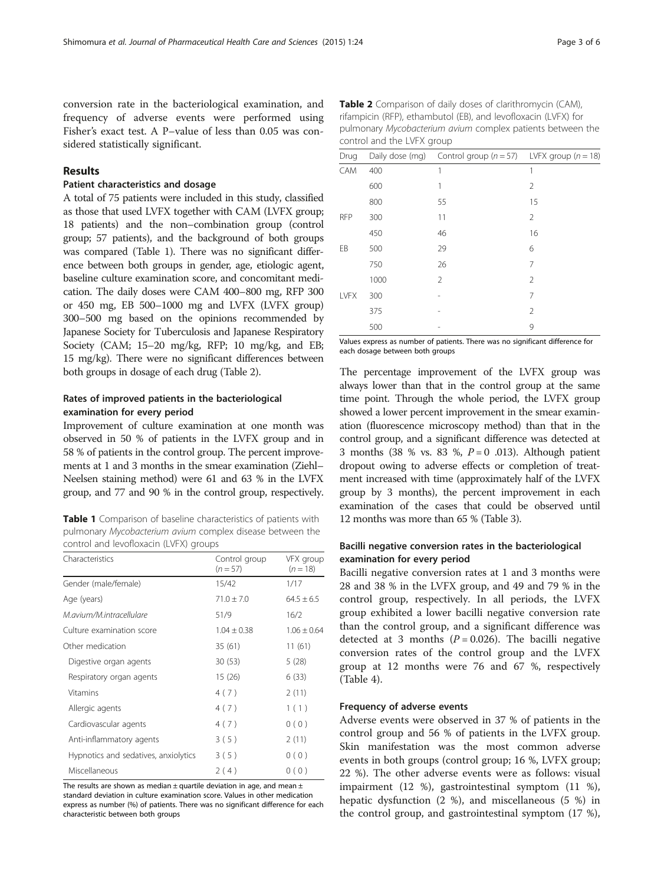conversion rate in the bacteriological examination, and frequency of adverse events were performed using Fisher's exact test. A P–value of less than 0.05 was considered statistically significant.

## Results

### Patient characteristics and dosage

A total of 75 patients were included in this study, classified as those that used LVFX together with CAM (LVFX group; 18 patients) and the non–combination group (control group; 57 patients), and the background of both groups was compared (Table 1). There was no significant difference between both groups in gender, age, etiologic agent, baseline culture examination score, and concomitant medication. The daily doses were CAM 400–800 mg, RFP 300 or 450 mg, EB 500–1000 mg and LVFX (LVFX group) 300–500 mg based on the opinions recommended by Japanese Society for Tuberculosis and Japanese Respiratory Society (CAM; 15–20 mg/kg, RFP; 10 mg/kg, and EB; 15 mg/kg). There were no significant differences between both groups in dosage of each drug (Table 2).

### Rates of improved patients in the bacteriological examination for every period

Improvement of culture examination at one month was observed in 50 % of patients in the LVFX group and in 58 % of patients in the control group. The percent improvements at 1 and 3 months in the smear examination (Ziehl–Neelsen staining method) were 61 and 63 % in the LVFX group, and 77 and 90 % in the control group, respectively.

**Table 1** Comparison of baseline characteristics of patients with pulmonary *Mycobacterium avium* complex disease between the control and levofloxacin (LVFX) groups

| Characteristics | Control group ($n = 57$) | VFX group ($n = 18$) |
|---|---|---|
| Gender (male/female) | 15/42 | 1/17 |
| Age (years) | 71.0 ± 7.0 | 64.5 ± 6.5 |
| *M.avium/M.intracellulare* | 51/9 | 16/2 |
| Culture examination score | 1.04 ± 0.38 | 1.06 ± 0.64 |
| Other medication | 35 (61) | 11 (61) |
| Digestive organ agents | 30 (53) | 5 (28) |
| Respiratory organ agents | 15 (26) | 6 (33) |
| Vitamins | 4 ( 7 ) | 2 (11) |
| Allergic agents | 4 ( 7 ) | 1 ( 1 ) |
| Cardiovascular agents | 4 ( 7 ) | 0 ( 0 ) |
| Anti-inflammatory agents | 3 ( 5 ) | 2 (11) |
| Hypnotics and sedatives, anxiolytics | 3 ( 5 ) | 0 ( 0 ) |
| Miscellaneous | 2 ( 4 ) | 0 ( 0 ) |

The results are shown as median ± quartile deviation in age, and mean ± standard deviation in culture examination score. Values in other medication express as number (%) of patients. There was no significant difference for each characteristic between both groups

**Table 2** Comparison of daily doses of clarithromycin (CAM), rifampicin (RFP), ethambutol (EB), and levofloxacin (LVFX) for pulmonary *Mycobacterium avium* complex patients between the control and the LVFX group

| Drug | Daily dose (mg) | Control group ($n = 57$) | LVFX group ($n = 18$) |
|---|---|---|---|
| CAM | 400 | 1 | 1 |
| | 600 | 1 | 2 |
| | 800 | 55 | 15 |
| RFP | 300 | 11 | 2 |
| | 450 | 46 | 16 |
| EB | 500 | 29 | 6 |
| | 750 | 26 | 7 |
| | 1000 | 2 | 2 |
| LVFX | 300 | - | 7 |
| | 375 | - | 2 |
| | 500 | - | 9 |

Values express as number of patients. There was no significant difference for each dosage between both groups

The percentage improvement of the LVFX group was always lower than that in the control group at the same time point. Through the whole period, the LVFX group showed a lower percent improvement in the smear examination (fluorescence microscopy method) than that in the control group, and a significant difference was detected at 3 months (38 % vs. 83 %, $P = 0.013$). Although patient dropout owing to adverse effects or completion of treatment increased with time (approximately half of the LVFX group by 3 months), the percent improvement in each examination of the cases that could be observed until 12 months was more than 65 % (Table 3).

### Bacilli negative conversion rates in the bacteriological examination for every period

Bacilli negative conversion rates at 1 and 3 months were 28 and 38 % in the LVFX group, and 49 and 79 % in the control group, respectively. In all periods, the LVFX group exhibited a lower bacilli negative conversion rate than the control group, and a significant difference was detected at 3 months ($P = 0.026$). The bacilli negative conversion rates of the control group and the LVFX group at 12 months were 76 and 67 %, respectively (Table 4).

### Frequency of adverse events

Adverse events were observed in 37 % of patients in the control group and 56 % of patients in the LVFX group. Skin manifestation was the most common adverse events in both groups (control group; 16 %, LVFX group; 22 %). The other adverse events were as follows: visual impairment (12 %), gastrointestinal symptom (11 %), hepatic dysfunction (2 %), and miscellaneous (5 %) in the control group, and gastrointestinal symptom (17 %),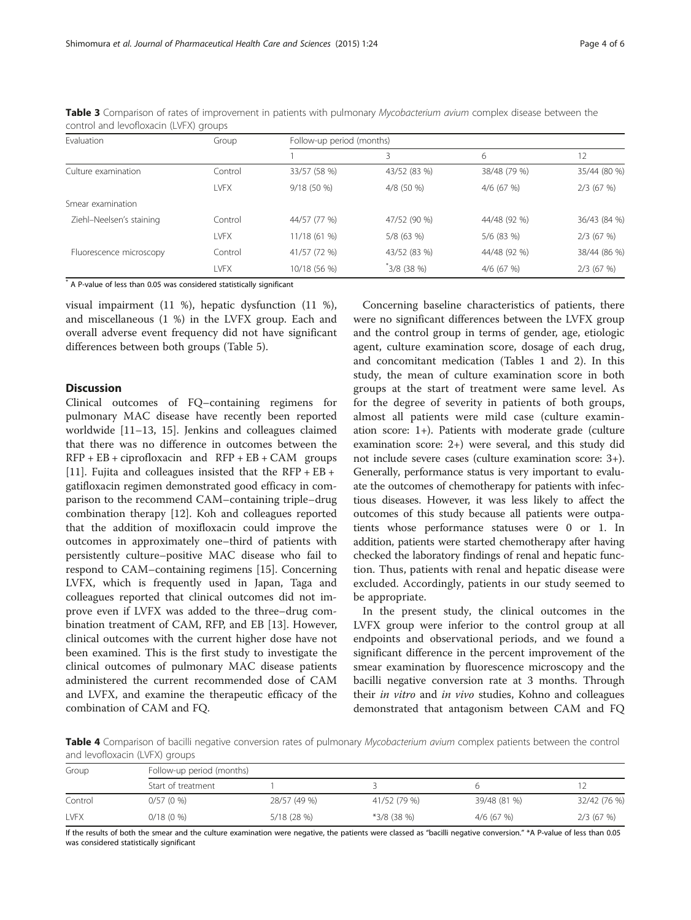**Table 3** Comparison of rates of improvement in patients with pulmonary *Mycobacterium avium* complex disease between the control and levofloxacin (LVFX) groups

| Evaluation | Group | Follow-up period (months) | | | |
|---|---|---|---|---|---|
| | | 1 | 3 | 6 | 12 |
| Culture examination | Control | 33/57 (58 %) | 43/52 (83 %) | 38/48 (79 %) | 35/44 (80 %) |
| | LVFX | 9/18 (50 %) | 4/8 (50 %) | 4/6 (67 %) | 2/3 (67 %) |
| Smear examination | | | | | |
| Ziehl–Neelsen's staining | Control | 44/57 (77 %) | 47/52 (90 %) | 44/48 (92 %) | 36/43 (84 %) |
| | LVFX | 11/18 (61 %) | 5/8 (63 %) | 5/6 (83 %) | 2/3 (67 %) |
| Fluorescence microscopy | Control | 41/57 (72 %) | 43/52 (83 %) | 44/48 (92 %) | 38/44 (86 %) |
| | LVFX | 10/18 (56 %) | *3/8 (38 %) | 4/6 (67 %) | 2/3 (67 %) |

* A P-value of less than 0.05 was considered statistically significant

visual impairment (11 %), hepatic dysfunction (11 %), and miscellaneous (1 %) in the LVFX group. Each and overall adverse event frequency did not have significant differences between both groups (Table 5).

## Discussion

Clinical outcomes of FQ–containing regimens for pulmonary MAC disease have recently been reported worldwide [11–13, 15]. Jenkins and colleagues claimed that there was no difference in outcomes between the RFP + EB + ciprofloxacin and RFP + EB + CAM groups [11]. Fujita and colleagues insisted that the RFP + EB + gatifloxacin regimen demonstrated good efficacy in comparison to the recommend CAM–containing triple–drug combination therapy [12]. Koh and colleagues reported that the addition of moxifloxacin could improve the outcomes in approximately one–third of patients with persistently culture–positive MAC disease who fail to respond to CAM–containing regimens [15]. Concerning LVFX, which is frequently used in Japan, Taga and colleagues reported that clinical outcomes did not improve even if LVFX was added to the three–drug combination treatment of CAM, RFP, and EB [13]. However, clinical outcomes with the current higher dose have not been examined. This is the first study to investigate the clinical outcomes of pulmonary MAC disease patients administered the current recommended dose of CAM and LVFX, and examine the therapeutic efficacy of the combination of CAM and FQ.

Concerning baseline characteristics of patients, there were no significant differences between the LVFX group and the control group in terms of gender, age, etiologic agent, culture examination score, dosage of each drug, and concomitant medication (Tables 1 and 2). In this study, the mean of culture examination score in both groups at the start of treatment were same level. As for the degree of severity in patients of both groups, almost all patients were mild case (culture examination score: 1+). Patients with moderate grade (culture examination score: 2+) were several, and this study did not include severe cases (culture examination score: 3+). Generally, performance status is very important to evaluate the outcomes of chemotherapy for patients with infectious diseases. However, it was less likely to affect the outcomes of this study because all patients were outpatients whose performance statuses were 0 or 1. In addition, patients were started chemotherapy after having checked the laboratory findings of renal and hepatic function. Thus, patients with renal and hepatic disease were excluded. Accordingly, patients in our study seemed to be appropriate.

In the present study, the clinical outcomes in the LVFX group were inferior to the control group at all endpoints and observational periods, and we found a significant difference in the percent improvement of the smear examination by fluorescence microscopy and the bacilli negative conversion rate at 3 months. Through their *in vitro* and *in vivo* studies, Kohno and colleagues demonstrated that antagonism between CAM and FQ

**Table 4** Comparison of bacilli negative conversion rates of pulmonary *Mycobacterium avium* complex patients between the control and levofloxacin (LVFX) groups

| Group | Follow-up period (months) | | | | |
|---|---|---|---|---|---|
| | Start of treatment | 1 | 3 | 6 | 12 |
| Control | 0/57 (0 %) | 28/57 (49 %) | 41/52 (79 %) | 39/48 (81 %) | 32/42 (76 %) |
| LVFX | 0/18 (0 %) | 5/18 (28 %) | *3/8 (38 %) | 4/6 (67 %) | 2/3 (67 %) |

If the results of both the smear and the culture examination were negative, the patients were classed as "bacilli negative conversion." *A P-value of less than 0.05 was considered statistically significant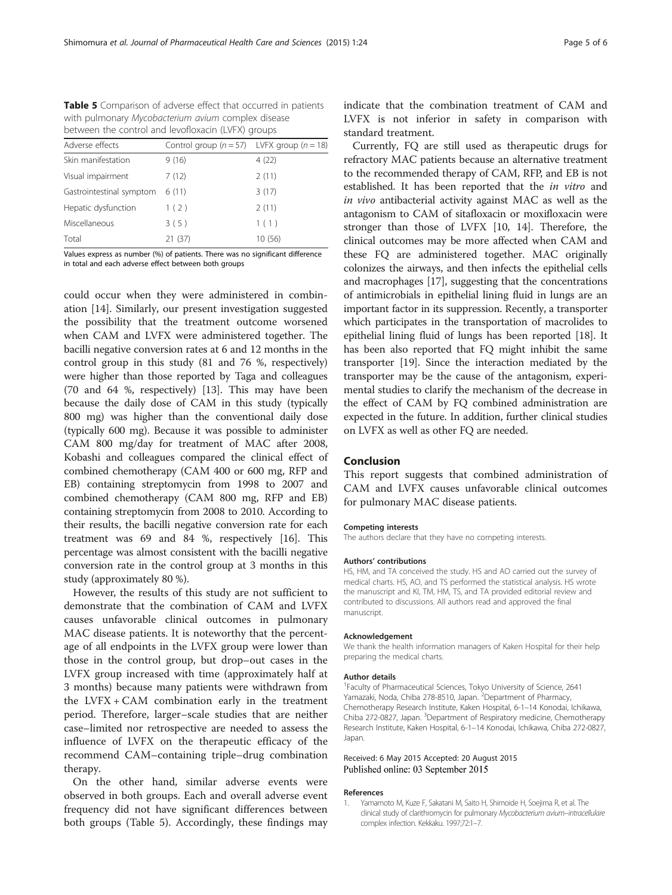**Table 5** Comparison of adverse effect that occurred in patients with pulmonary *Mycobacterium avium* complex disease between the control and levofloxacin (LVFX) groups

| Adverse effects | Control group ($n = 57$) | LVFX group ($n = 18$) |
|---|---|---|
| Skin manifestation | 9 (16) | 4 (22) |
| Visual impairment | 7 (12) | 2 (11) |
| Gastrointestinal symptom | 6 (11) | 3 (17) |
| Hepatic dysfunction | 1 ( 2 ) | 2 (11) |
| Miscellaneous | 3 ( 5 ) | 1 ( 1 ) |
| Total | 21 (37) | 10 (56) |

Values express as number (%) of patients. There was no significant difference in total and each adverse effect between both groups

could occur when they were administered in combination [14]. Similarly, our present investigation suggested the possibility that the treatment outcome worsened when CAM and LVFX were administered together. The bacilli negative conversion rates at 6 and 12 months in the control group in this study (81 and 76 %, respectively) were higher than those reported by Taga and colleagues (70 and 64 %, respectively) [13]. This may have been because the daily dose of CAM in this study (typically 800 mg) was higher than the conventional daily dose (typically 600 mg). Because it was possible to administer CAM 800 mg/day for treatment of MAC after 2008, Kobashi and colleagues compared the clinical effect of combined chemotherapy (CAM 400 or 600 mg, RFP and EB) containing streptomycin from 1998 to 2007 and combined chemotherapy (CAM 800 mg, RFP and EB) containing streptomycin from 2008 to 2010. According to their results, the bacilli negative conversion rate for each treatment was 69 and 84 %, respectively [16]. This percentage was almost consistent with the bacilli negative conversion rate in the control group at 3 months in this study (approximately 80 %).

However, the results of this study are not sufficient to demonstrate that the combination of CAM and LVFX causes unfavorable clinical outcomes in pulmonary MAC disease patients. It is noteworthy that the percentage of all endpoints in the LVFX group were lower than those in the control group, but drop–out cases in the LVFX group increased with time (approximately half at 3 months) because many patients were withdrawn from the LVFX + CAM combination early in the treatment period. Therefore, larger–scale studies that are neither case–limited nor retrospective are needed to assess the influence of LVFX on the therapeutic efficacy of the recommend CAM–containing triple–drug combination therapy.

On the other hand, similar adverse events were observed in both groups. Each and overall adverse event frequency did not have significant differences between both groups (Table 5). Accordingly, these findings may indicate that the combination treatment of CAM and LVFX is not inferior in safety in comparison with standard treatment.

Currently, FQ are still used as therapeutic drugs for refractory MAC patients because an alternative treatment to the recommended therapy of CAM, RFP, and EB is not established. It has been reported that the *in vitro* and *in vivo* antibacterial activity against MAC as well as the antagonism to CAM of sitafloxacin or moxifloxacin were stronger than those of LVFX [10, 14]. Therefore, the clinical outcomes may be more affected when CAM and these FQ are administered together. MAC originally colonizes the airways, and then infects the epithelial cells and macrophages [17], suggesting that the concentrations of antimicrobials in epithelial lining fluid in lungs are an important factor in its suppression. Recently, a transporter which participates in the transportation of macrolides to epithelial lining fluid of lungs has been reported [18]. It has been also reported that FQ might inhibit the same transporter [19]. Since the interaction mediated by the transporter may be the cause of the antagonism, experimental studies to clarify the mechanism of the decrease in the effect of CAM by FQ combined administration are expected in the future. In addition, further clinical studies on LVFX as well as other FQ are needed.

## Conclusion

This report suggests that combined administration of CAM and LVFX causes unfavorable clinical outcomes for pulmonary MAC disease patients.

#### Competing interests

The authors declare that they have no competing interests.

#### Authors' contributions

HS, HM, and TA conceived the study. HS and AO carried out the survey of medical charts. HS, AO, and TS performed the statistical analysis. HS wrote the manuscript and KI, TM, HM, TS, and TA provided editorial review and contributed to discussions. All authors read and approved the final manuscript.

#### Acknowledgement

We thank the health information managers of Kaken Hospital for their help preparing the medical charts.

#### Author details

[1]Faculty of Pharmaceutical Sciences, Tokyo University of Science, 2641 Yamazaki, Noda, Chiba 278-8510, Japan. [2]Department of Pharmacy, Chemotherapy Research Institute, Kaken Hospital, 6-1–14 Konodai, Ichikawa, Chiba 272-0827, Japan. [3]Department of Respiratory medicine, Chemotherapy Research Institute, Kaken Hospital, 6-1–14 Konodai, Ichikawa, Chiba 272-0827, Japan.

Received: 6 May 2015 Accepted: 20 August 2015
Published online: 03 September 2015

#### References

1. Yamamoto M, Kuze F, Sakatani M, Saito H, Shimoide H, Soejima R, et al. The clinical study of clarithromycin for pulmonary *Mycobacterium avium–intracellulare* complex infection. Kekkaku. 1997;72:1–7.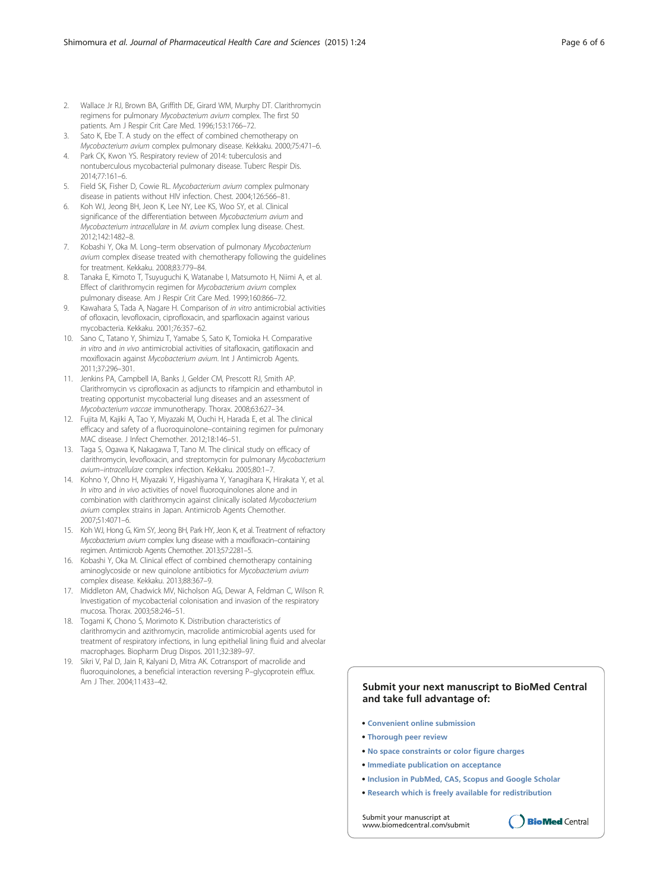2. Wallace Jr RJ, Brown BA, Griffith DE, Girard WM, Murphy DT. Clarithromycin regimens for pulmonary *Mycobacterium avium* complex. The first 50 patients. Am J Respir Crit Care Med. 1996;153:1766–72.
3. Sato K, Ebe T. A study on the effect of combined chemotherapy on *Mycobacterium avium* complex pulmonary disease. Kekkaku. 2000;75:471–6.
4. Park CK, Kwon YS. Respiratory review of 2014: tuberculosis and nontuberculous mycobacterial pulmonary disease. Tuberc Respir Dis. 2014;77:161–6.
5. Field SK, Fisher D, Cowie RL. *Mycobacterium avium* complex pulmonary disease in patients without HIV infection. Chest. 2004;126:566–81.
6. Koh WJ, Jeong BH, Jeon K, Lee NY, Lee KS, Woo SY, et al. Clinical significance of the differentiation between *Mycobacterium avium* and *Mycobacterium intracellulare* in *M. avium* complex lung disease. Chest. 2012;142:1482–8.
7. Kobashi Y, Oka M. Long–term observation of pulmonary *Mycobacterium avium* complex disease treated with chemotherapy following the guidelines for treatment. Kekkaku. 2008;83:779–84.
8. Tanaka E, Kimoto T, Tsuyuguchi K, Watanabe I, Matsumoto H, Niimi A, et al. Effect of clarithromycin regimen for *Mycobacterium avium* complex pulmonary disease. Am J Respir Crit Care Med. 1999;160:866–72.
9. Kawahara S, Tada A, Nagare H. Comparison of *in vitro* antimicrobial activities of ofloxacin, levofloxacin, ciprofloxacin, and sparfloxacin against various mycobacteria. Kekkaku. 2001;76:357–62.
10. Sano C, Tatano Y, Shimizu T, Yamabe S, Sato K, Tomioka H. Comparative *in vitro* and *in vivo* antimicrobial activities of sitafloxacin, gatifloxacin and moxifloxacin against *Mycobacterium avium*. Int J Antimicrob Agents. 2011;37:296–301.
11. Jenkins PA, Campbell IA, Banks J, Gelder CM, Prescott RJ, Smith AP. Clarithromycin vs ciprofloxacin as adjuncts to rifampicin and ethambutol in treating opportunist mycobacterial lung diseases and an assessment of *Mycobacterium vaccae* immunotherapy. Thorax. 2008;63:627–34.
12. Fujita M, Kajiki A, Tao Y, Miyazaki M, Ouchi H, Harada E, et al. The clinical efficacy and safety of a fluoroquinolone–containing regimen for pulmonary MAC disease. J Infect Chemother. 2012;18:146–51.
13. Taga S, Ogawa K, Nakagawa T, Tano M. The clinical study on efficacy of clarithromycin, levofloxacin, and streptomycin for pulmonary *Mycobacterium avium–intracellulare* complex infection. Kekkaku. 2005;80:1–7.
14. Kohno Y, Ohno H, Miyazaki Y, Higashiyama Y, Yanagihara K, Hirakata Y, et al. *In vitro* and *in vivo* activities of novel fluoroquinolones alone and in combination with clarithromycin against clinically isolated *Mycobacterium avium* complex strains in Japan. Antimicrob Agents Chemother. 2007;51:4071–6.
15. Koh WJ, Hong G, Kim SY, Jeong BH, Park HY, Jeon K, et al. Treatment of refractory *Mycobacterium avium* complex lung disease with a moxifloxacin–containing regimen. Antimicrob Agents Chemother. 2013;57:2281–5.
16. Kobashi Y, Oka M. Clinical effect of combined chemotherapy containing aminoglycoside or new quinolone antibiotics for *Mycobacterium avium* complex disease. Kekkaku. 2013;88:367–9.
17. Middleton AM, Chadwick MV, Nicholson AG, Dewar A, Feldman C, Wilson R. Investigation of mycobacterial colonisation and invasion of the respiratory mucosa. Thorax. 2003;58:246–51.
18. Togami K, Chono S, Morimoto K. Distribution characteristics of clarithromycin and azithromycin, macrolide antimicrobial agents used for treatment of respiratory infections, in lung epithelial lining fluid and alveolar macrophages. Biopharm Drug Dispos. 2011;32:389–97.
19. Sikri V, Pal D, Jain R, Kalyani D, Mitra AK. Cotransport of macrolide and fluoroquinolones, a beneficial interaction reversing P–glycoprotein efflux. Am J Ther. 2004;11:433–42.

**Submit your next manuscript to BioMed Central and take full advantage of:**

- **Convenient online submission**
- **Thorough peer review**
- **No space constraints or color figure charges**
- **Immediate publication on acceptance**
- **Inclusion in PubMed, CAS, Scopus and Google Scholar**
- **Research which is freely available for redistribution**

Submit your manuscript at
www.biomedcentral.com/submit

BioMed Central